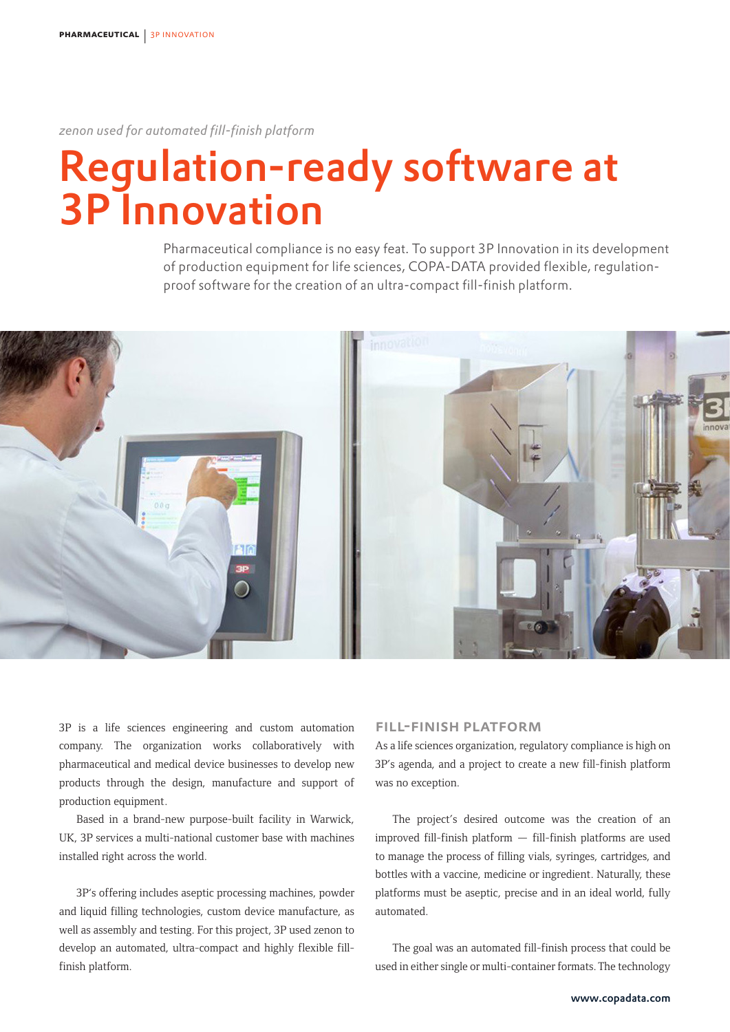*zenon used for automated fill-finish platform*

# Regulation-ready software at 3P Innovation

Pharmaceutical compliance is no easy feat. To support 3P Innovation in its development of production equipment for life sciences, COPA-DATA provided flexible, regulation-proof software for the creation of an ultra-compact fill-finish platform.

3P is a life sciences engineering and custom automation company. The organization works collaboratively with pharmaceutical and medical device businesses to develop new products through the design, manufacture and support of production equipment.

Based in a brand-new purpose-built facility in Warwick, UK, 3P services a multi-national customer base with machines installed right across the world.

3P's offering includes aseptic processing machines, powder and liquid filling technologies, custom device manufacture, as well as assembly and testing. For this project, 3P used zenon to develop an automated, ultra-compact and highly flexible fill-finish platform.

## FILL-FINISH PLATFORM

As a life sciences organization, regulatory compliance is high on 3P's agenda, and a project to create a new fill-finish platform was no exception.

The project's desired outcome was the creation of an improved fill-finish platform — fill-finish platforms are used to manage the process of filling vials, syringes, cartridges, and bottles with a vaccine, medicine or ingredient. Naturally, these platforms must be aseptic, precise and in an ideal world, fully automated.

The goal was an automated fill-finish process that could be used in either single or multi-container formats. The technology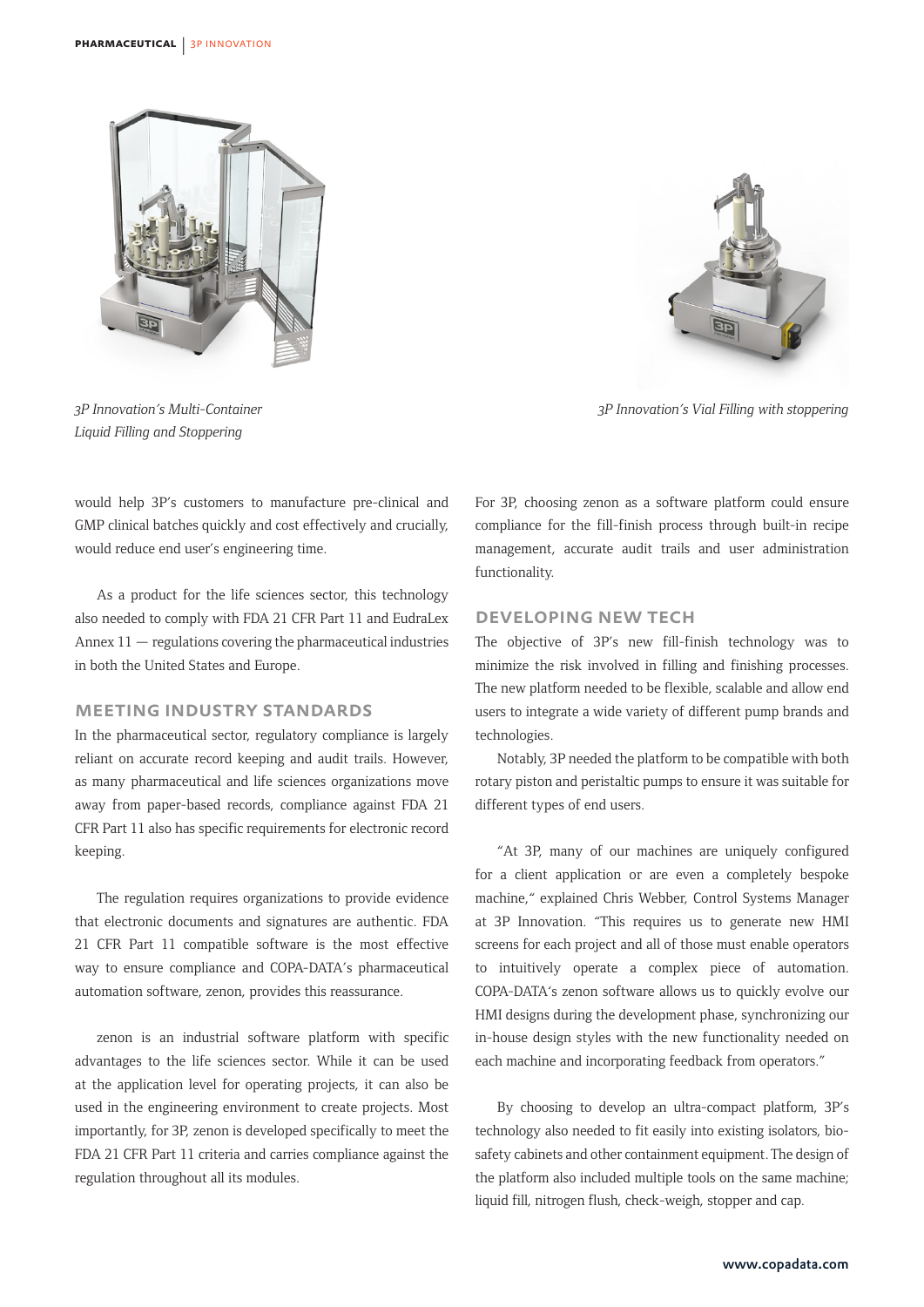*3P Innovation's Multi-Container Liquid Filling and Stoppering*

*3P Innovation's Vial Filling with stoppering*

would help 3P's customers to manufacture pre-clinical and GMP clinical batches quickly and cost effectively and crucially, would reduce end user's engineering time.

As a product for the life sciences sector, this technology also needed to comply with FDA 21 CFR Part 11 and EudraLex Annex 11 — regulations covering the pharmaceutical industries in both the United States and Europe.

## MEETING INDUSTRY STANDARDS

In the pharmaceutical sector, regulatory compliance is largely reliant on accurate record keeping and audit trails. However, as many pharmaceutical and life sciences organizations move away from paper-based records, compliance against FDA 21 CFR Part 11 also has specific requirements for electronic record keeping.

The regulation requires organizations to provide evidence that electronic documents and signatures are authentic. FDA 21 CFR Part 11 compatible software is the most effective way to ensure compliance and COPA-DATA's pharmaceutical automation software, zenon, provides this reassurance.

zenon is an industrial software platform with specific advantages to the life sciences sector. While it can be used at the application level for operating projects, it can also be used in the engineering environment to create projects. Most importantly, for 3P, zenon is developed specifically to meet the FDA 21 CFR Part 11 criteria and carries compliance against the regulation throughout all its modules.

For 3P, choosing zenon as a software platform could ensure compliance for the fill-finish process through built-in recipe management, accurate audit trails and user administration functionality.

## DEVELOPING NEW TECH

The objective of 3P's new fill-finish technology was to minimize the risk involved in filling and finishing processes. The new platform needed to be flexible, scalable and allow end users to integrate a wide variety of different pump brands and technologies.

Notably, 3P needed the platform to be compatible with both rotary piston and peristaltic pumps to ensure it was suitable for different types of end users.

"At 3P, many of our machines are uniquely configured for a client application or are even a completely bespoke machine," explained Chris Webber, Control Systems Manager at 3P Innovation. "This requires us to generate new HMI screens for each project and all of those must enable operators to intuitively operate a complex piece of automation. COPA-DATA's zenon software allows us to quickly evolve our HMI designs during the development phase, synchronizing our in-house design styles with the new functionality needed on each machine and incorporating feedback from operators."

By choosing to develop an ultra-compact platform, 3P's technology also needed to fit easily into existing isolators, bio-safety cabinets and other containment equipment. The design of the platform also included multiple tools on the same machine; liquid fill, nitrogen flush, check-weigh, stopper and cap.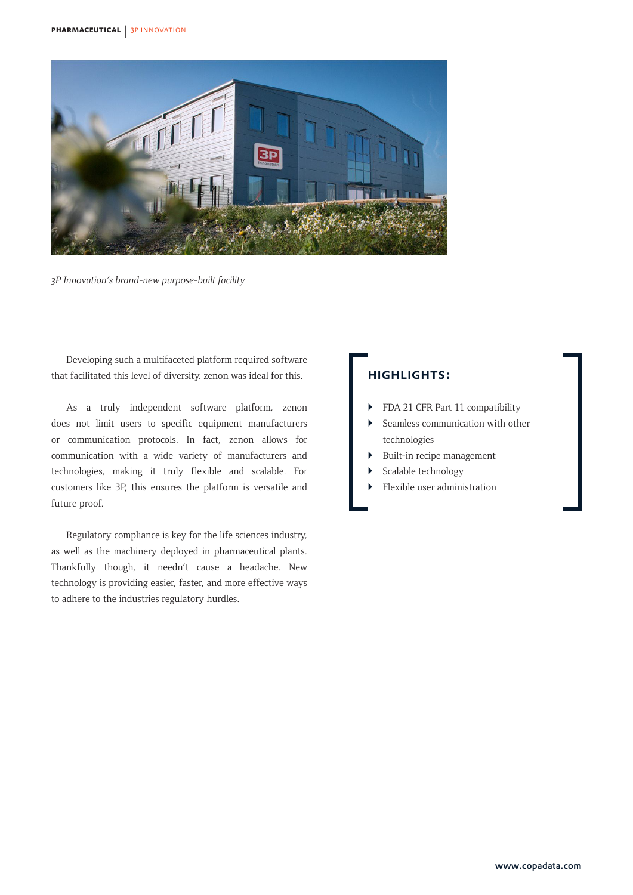*3P Innovation's brand-new purpose-built facility*

Developing such a multifaceted platform required software that facilitated this level of diversity. zenon was ideal for this.

As a truly independent software platform, zenon does not limit users to specific equipment manufacturers or communication protocols. In fact, zenon allows for communication with a wide variety of manufacturers and technologies, making it truly flexible and scalable. For customers like 3P, this ensures the platform is versatile and future proof.

Regulatory compliance is key for the life sciences industry, as well as the machinery deployed in pharmaceutical plants. Thankfully though, it needn't cause a headache. New technology is providing easier, faster, and more effective ways to adhere to the industries regulatory hurdles.

## HIGHLIGHTS:

- FDA 21 CFR Part 11 compatibility
- Seamless communication with other technologies
- Built-in recipe management
- Scalable technology
- Flexible user administration